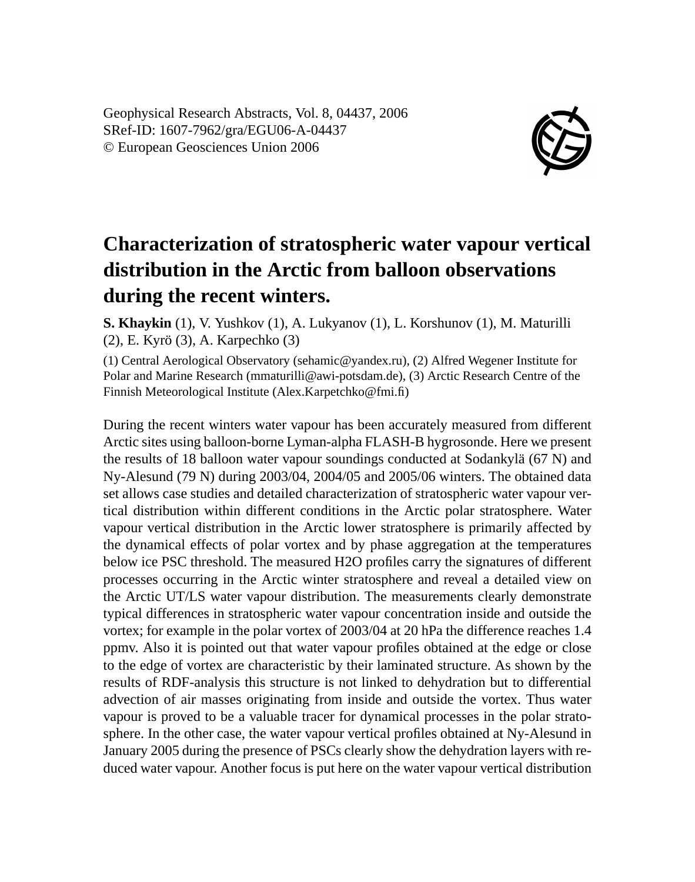Geophysical Research Abstracts, Vol. 8, 04437, 2006
SRef-ID: 1607-7962/gra/EGU06-A-04437
© European Geosciences Union 2006

# Characterization of stratospheric water vapour vertical distribution in the Arctic from balloon observations during the recent winters.

**S. Khaykin** (1), V. Yushkov (1), A. Lukyanov (1), L. Korshunov (1), M. Maturilli (2), E. Kyrö (3), A. Karpechko (3)

(1) Central Aerological Observatory (sehamic@yandex.ru), (2) Alfred Wegener Institute for Polar and Marine Research (mmaturilli@awi-potsdam.de), (3) Arctic Research Centre of the Finnish Meteorological Institute (Alex.Karpetchko@fmi.fi)

During the recent winters water vapour has been accurately measured from different Arctic sites using balloon-borne Lyman-alpha FLASH-B hygrosonde. Here we present the results of 18 balloon water vapour soundings conducted at Sodankylä (67 N) and Ny-Alesund (79 N) during 2003/04, 2004/05 and 2005/06 winters. The obtained data set allows case studies and detailed characterization of stratospheric water vapour vertical distribution within different conditions in the Arctic polar stratosphere. Water vapour vertical distribution in the Arctic lower stratosphere is primarily affected by the dynamical effects of polar vortex and by phase aggregation at the temperatures below ice PSC threshold. The measured $H_2O$ profiles carry the signatures of different processes occurring in the Arctic winter stratosphere and reveal a detailed view on the Arctic UT/LS water vapour distribution. The measurements clearly demonstrate typical differences in stratospheric water vapour concentration inside and outside the vortex; for example in the polar vortex of 2003/04 at 20 hPa the difference reaches 1.4 ppmv. Also it is pointed out that water vapour profiles obtained at the edge or close to the edge of vortex are characteristic by their laminated structure. As shown by the results of RDF-analysis this structure is not linked to dehydration but to differential advection of air masses originating from inside and outside the vortex. Thus water vapour is proved to be a valuable tracer for dynamical processes in the polar stratosphere. In the other case, the water vapour vertical profiles obtained at Ny-Alesund in January 2005 during the presence of PSCs clearly show the dehydration layers with reduced water vapour. Another focus is put here on the water vapour vertical distribution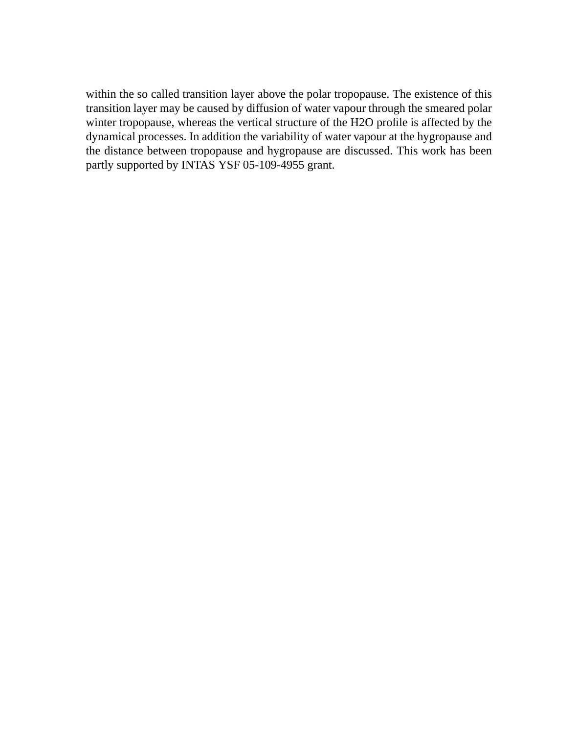within the so called transition layer above the polar tropopause. The existence of this transition layer may be caused by diffusion of water vapour through the smeared polar winter tropopause, whereas the vertical structure of the $H_2O$ profile is affected by the dynamical processes. In addition the variability of water vapour at the hygropause and the distance between tropopause and hygropause are discussed. This work has been partly supported by INTAS YSF 05-109-4955 grant.